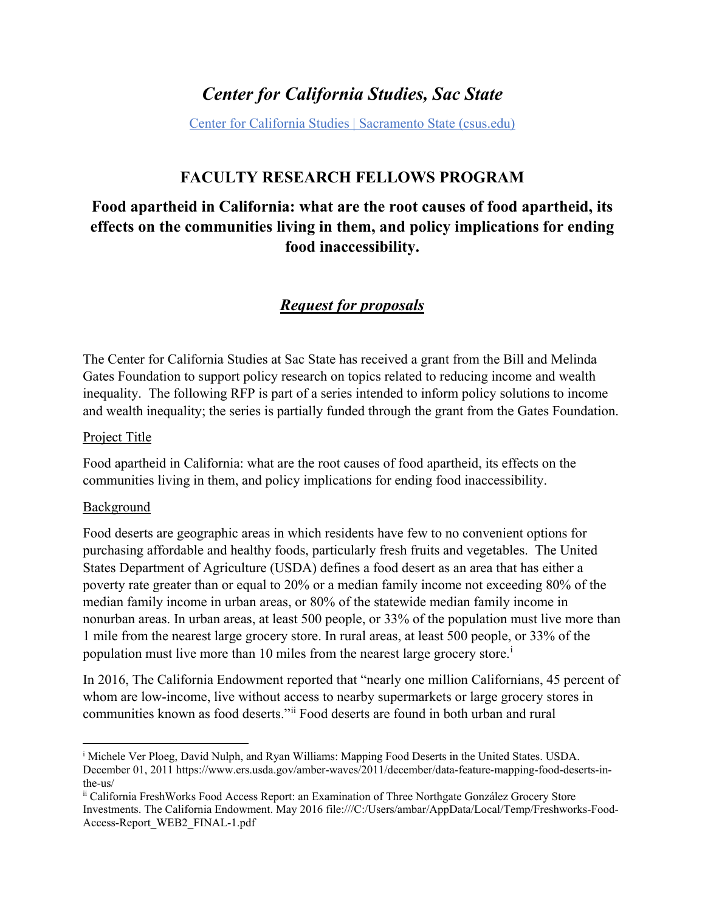# *Center for California Studies, Sac State*

[Center for California Studies | Sacramento State (csus.edu)]

## FACULTY RESEARCH FELLOWS PROGRAM

## Food apartheid in California: what are the root causes of food apartheid, its effects on the communities living in them, and policy implications for ending food inaccessibility.

### ***Request for proposals***

The Center for California Studies at Sac State has received a grant from the Bill and Melinda Gates Foundation to support policy research on topics related to reducing income and wealth inequality. The following RFP is part of a series intended to inform policy solutions to income and wealth inequality; the series is partially funded through the grant from the Gates Foundation.

Project Title

Food apartheid in California: what are the root causes of food apartheid, its effects on the communities living in them, and policy implications for ending food inaccessibility.

Background

Food deserts are geographic areas in which residents have few to no convenient options for purchasing affordable and healthy foods, particularly fresh fruits and vegetables. The United States Department of Agriculture (USDA) defines a food desert as an area that has either a poverty rate greater than or equal to 20% or a median family income not exceeding 80% of the median family income in urban areas, or 80% of the statewide median family income in nonurban areas. In urban areas, at least 500 people, or 33% of the population must live more than 1 mile from the nearest large grocery store. In rural areas, at least 500 people, or 33% of the population must live more than 10 miles from the nearest large grocery store.[i]

In 2016, The California Endowment reported that "nearly one million Californians, 45 percent of whom are low-income, live without access to nearby supermarkets or large grocery stores in communities known as food deserts."[ii] Food deserts are found in both urban and rural

---

[i] Michele Ver Ploeg, David Nulph, and Ryan Williams: Mapping Food Deserts in the United States. USDA. December 01, 2011 https://www.ers.usda.gov/amber-waves/2011/december/data-feature-mapping-food-deserts-in-the-us/

[ii] California FreshWorks Food Access Report: an Examination of Three Northgate González Grocery Store Investments. The California Endowment. May 2016 file:///C:/Users/ambar/AppData/Local/Temp/Freshworks-Food-Access-Report_WEB2_FINAL-1.pdf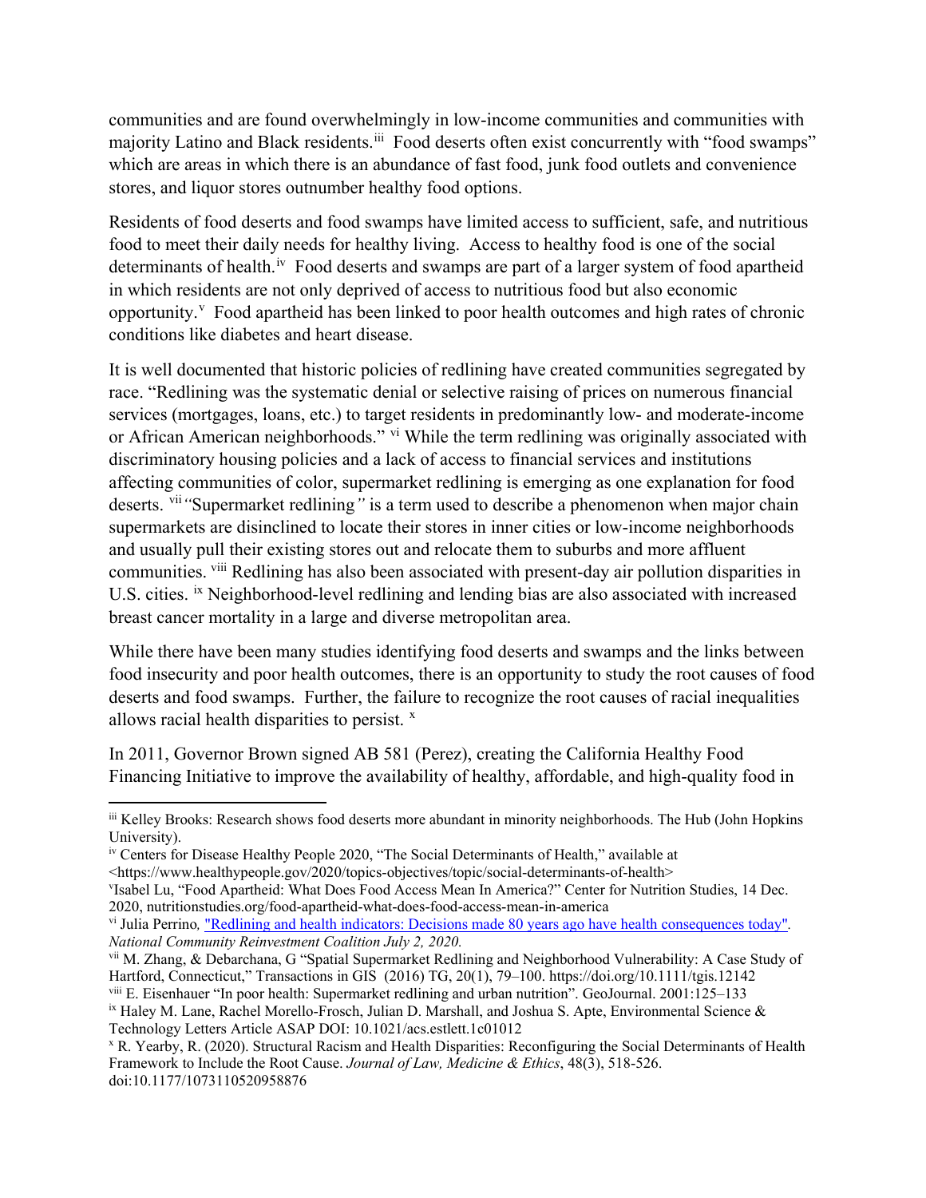communities and are found overwhelmingly in low-income communities and communities with majority Latino and Black residents.[iii] Food deserts often exist concurrently with "food swamps" which are areas in which there is an abundance of fast food, junk food outlets and convenience stores, and liquor stores outnumber healthy food options.

Residents of food deserts and food swamps have limited access to sufficient, safe, and nutritious food to meet their daily needs for healthy living. Access to healthy food is one of the social determinants of health.[iv] Food deserts and swamps are part of a larger system of food apartheid in which residents are not only deprived of access to nutritious food but also economic opportunity.[v] Food apartheid has been linked to poor health outcomes and high rates of chronic conditions like diabetes and heart disease.

It is well documented that historic policies of redlining have created communities segregated by race. "Redlining was the systematic denial or selective raising of prices on numerous financial services (mortgages, loans, etc.) to target residents in predominantly low- and moderate-income or African American neighborhoods." [vi] While the term redlining was originally associated with discriminatory housing policies and a lack of access to financial services and institutions affecting communities of color, supermarket redlining is emerging as one explanation for food deserts. [vii] *"*Supermarket redlining*"* is a term used to describe a phenomenon when major chain supermarkets are disinclined to locate their stores in inner cities or low-income neighborhoods and usually pull their existing stores out and relocate them to suburbs and more affluent communities. [viii] Redlining has also been associated with present-day air pollution disparities in U.S. cities. [ix] Neighborhood-level redlining and lending bias are also associated with increased breast cancer mortality in a large and diverse metropolitan area.

While there have been many studies identifying food deserts and swamps and the links between food insecurity and poor health outcomes, there is an opportunity to study the root causes of food deserts and food swamps. Further, the failure to recognize the root causes of racial inequalities allows racial health disparities to persist. [x]

In 2011, Governor Brown signed AB 581 (Perez), creating the California Healthy Food Financing Initiative to improve the availability of healthy, affordable, and high-quality food in

---

[iii] Kelley Brooks: Research shows food deserts more abundant in minority neighborhoods. The Hub (John Hopkins University).

[iv] Centers for Disease Healthy People 2020, "The Social Determinants of Health," available at <https://www.healthypeople.gov/2020/topics-objectives/topic/social-determinants-of-health>

[v] Isabel Lu, "Food Apartheid: What Does Food Access Mean In America?" Center for Nutrition Studies, 14 Dec. 2020, nutritionstudies.org/food-apartheid-what-does-food-access-mean-in-america

[vi] Julia Perrino*,* "Redlining and health indicators: Decisions made 80 years ago have health consequences today". *National Community Reinvestment Coalition July 2, 2020.*

[vii] M. Zhang, & Debarchana, G "Spatial Supermarket Redlining and Neighborhood Vulnerability: A Case Study of Hartford, Connecticut," Transactions in GIS (2016) TG, 20(1), 79–100. https://doi.org/10.1111/tgis.12142

[viii] E. Eisenhauer "In poor health: Supermarket redlining and urban nutrition". GeoJournal. 2001:125–133

[ix] Haley M. Lane, Rachel Morello-Frosch, Julian D. Marshall, and Joshua S. Apte, Environmental Science & Technology Letters Article ASAP DOI: 10.1021/acs.estlett.1c01012

[x] R. Yearby, R. (2020). Structural Racism and Health Disparities: Reconfiguring the Social Determinants of Health Framework to Include the Root Cause. *Journal of Law, Medicine & Ethics*, 48(3), 518-526. doi:10.1177/1073110520958876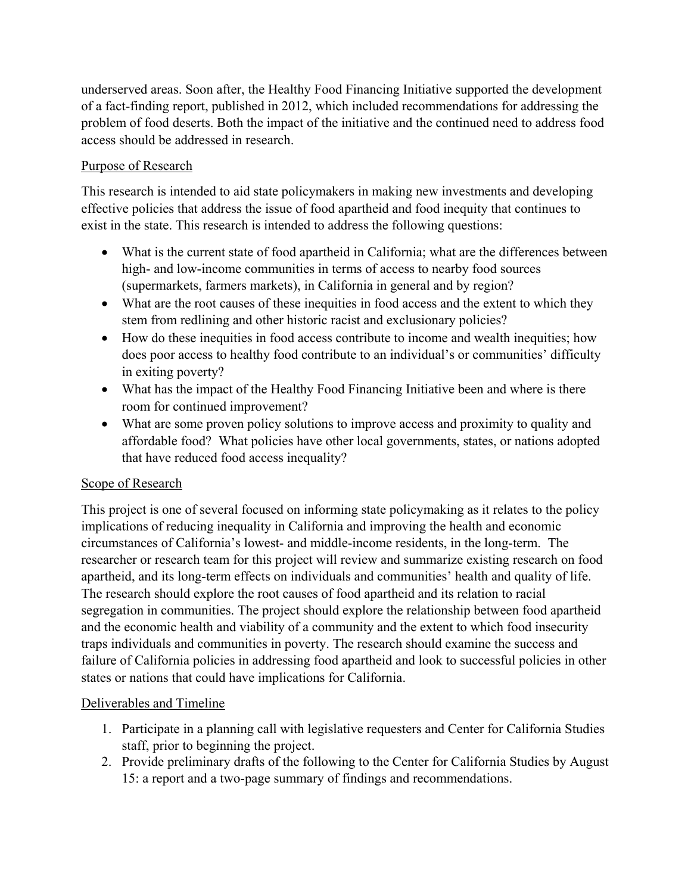underserved areas. Soon after, the Healthy Food Financing Initiative supported the development of a fact-finding report, published in 2012, which included recommendations for addressing the problem of food deserts. Both the impact of the initiative and the continued need to address food access should be addressed in research.

## Purpose of Research

This research is intended to aid state policymakers in making new investments and developing effective policies that address the issue of food apartheid and food inequity that continues to exist in the state. This research is intended to address the following questions:

- What is the current state of food apartheid in California; what are the differences between high- and low-income communities in terms of access to nearby food sources (supermarkets, farmers markets), in California in general and by region?
- What are the root causes of these inequities in food access and the extent to which they stem from redlining and other historic racist and exclusionary policies?
- How do these inequities in food access contribute to income and wealth inequities; how does poor access to healthy food contribute to an individual's or communities' difficulty in exiting poverty?
- What has the impact of the Healthy Food Financing Initiative been and where is there room for continued improvement?
- What are some proven policy solutions to improve access and proximity to quality and affordable food? What policies have other local governments, states, or nations adopted that have reduced food access inequality?

## Scope of Research

This project is one of several focused on informing state policymaking as it relates to the policy implications of reducing inequality in California and improving the health and economic circumstances of California's lowest- and middle-income residents, in the long-term. The researcher or research team for this project will review and summarize existing research on food apartheid, and its long-term effects on individuals and communities' health and quality of life. The research should explore the root causes of food apartheid and its relation to racial segregation in communities. The project should explore the relationship between food apartheid and the economic health and viability of a community and the extent to which food insecurity traps individuals and communities in poverty. The research should examine the success and failure of California policies in addressing food apartheid and look to successful policies in other states or nations that could have implications for California.

## Deliverables and Timeline

1. Participate in a planning call with legislative requesters and Center for California Studies staff, prior to beginning the project.
2. Provide preliminary drafts of the following to the Center for California Studies by August 15: a report and a two-page summary of findings and recommendations.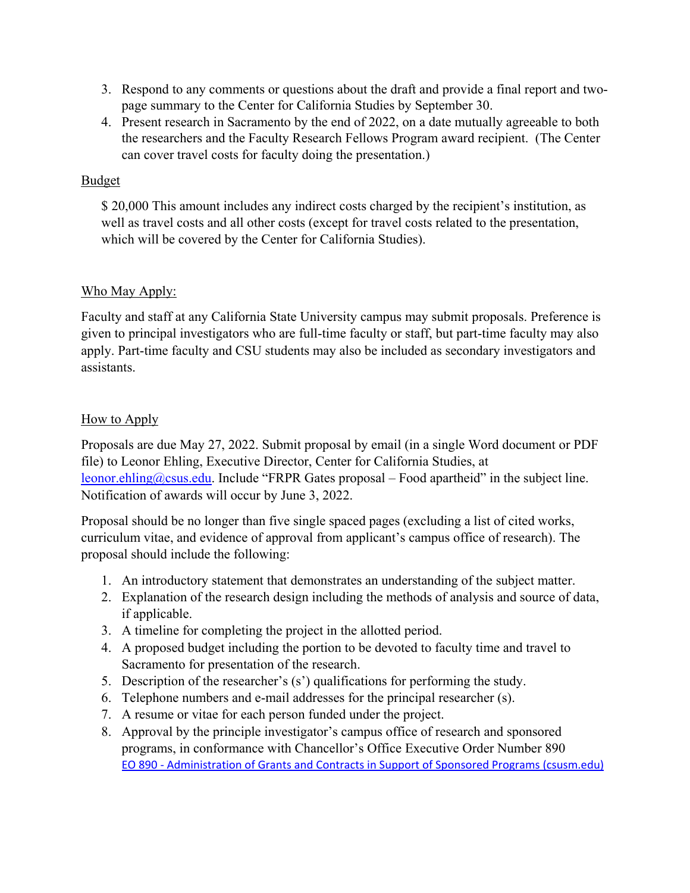3. Respond to any comments or questions about the draft and provide a final report and two-page summary to the Center for California Studies by September 30.
4. Present research in Sacramento by the end of 2022, on a date mutually agreeable to both the researchers and the Faculty Research Fellows Program award recipient. (The Center can cover travel costs for faculty doing the presentation.)

<u>Budget</u>

$ 20,000 This amount includes any indirect costs charged by the recipient's institution, as well as travel costs and all other costs (except for travel costs related to the presentation, which will be covered by the Center for California Studies).

<u>Who May Apply:</u>

Faculty and staff at any California State University campus may submit proposals. Preference is given to principal investigators who are full-time faculty or staff, but part-time faculty may also apply. Part-time faculty and CSU students may also be included as secondary investigators and assistants.

<u>How to Apply</u>

Proposals are due May 27, 2022. Submit proposal by email (in a single Word document or PDF file) to Leonor Ehling, Executive Director, Center for California Studies, at [leonor.ehling@csus.edu](mailto:leonor.ehling@csus.edu). Include "FRPR Gates proposal – Food apartheid" in the subject line. Notification of awards will occur by June 3, 2022.

Proposal should be no longer than five single spaced pages (excluding a list of cited works, curriculum vitae, and evidence of approval from applicant's campus office of research). The proposal should include the following:

1. An introductory statement that demonstrates an understanding of the subject matter.
2. Explanation of the research design including the methods of analysis and source of data, if applicable.
3. A timeline for completing the project in the allotted period.
4. A proposed budget including the portion to be devoted to faculty time and travel to Sacramento for presentation of the research.
5. Description of the researcher's (s') qualifications for performing the study.
6. Telephone numbers and e-mail addresses for the principal researcher (s).
7. A resume or vitae for each person funded under the project.
8. Approval by the principle investigator's campus office of research and sponsored programs, in conformance with Chancellor's Office Executive Order Number 890 [EO 890 - Administration of Grants and Contracts in Support of Sponsored Programs (csusm.edu)]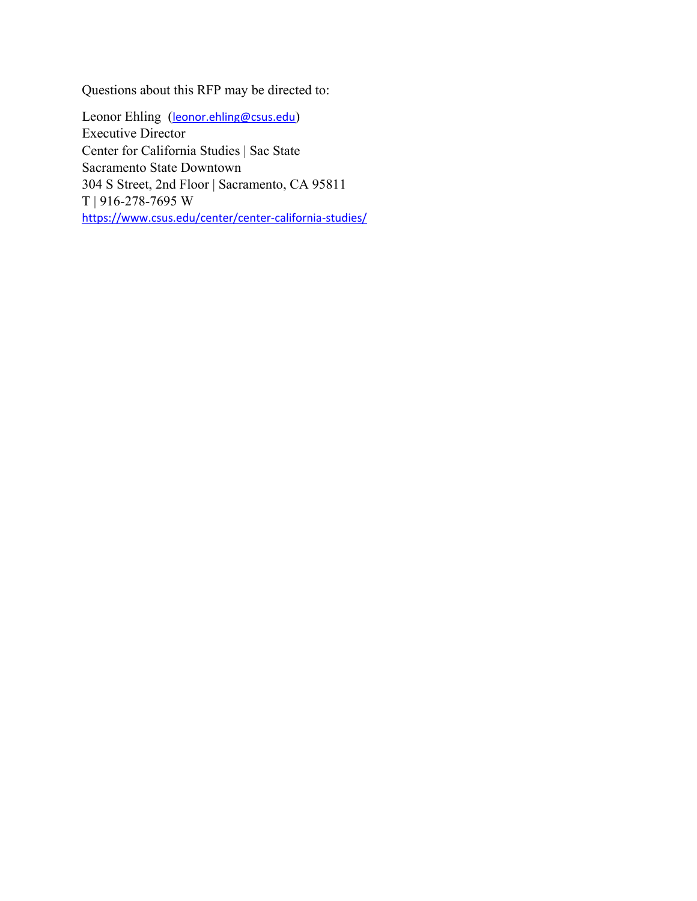Questions about this RFP may be directed to:

Leonor Ehling (leonor.ehling@csus.edu)
Executive Director
Center for California Studies | Sac State
Sacramento State Downtown
304 S Street, 2nd Floor | Sacramento, CA 95811
T | 916-278-7695 W
https://www.csus.edu/center/center-california-studies/